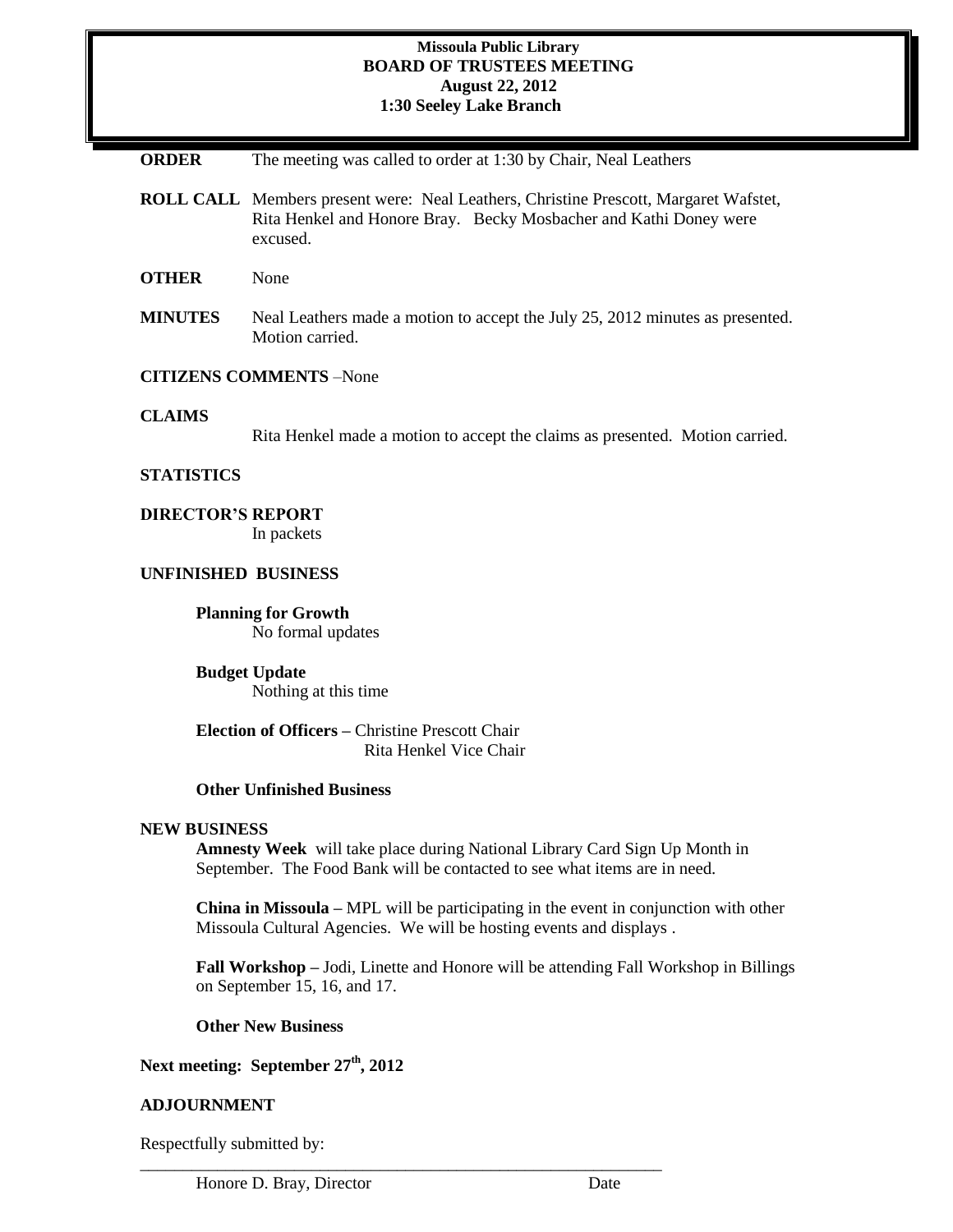# Missoula Public Library
## BOARD OF TRUSTEES MEETING
### August 22, 2012
### 1:30 Seeley Lake Branch

**ORDER** The meeting was called to order at 1:30 by Chair, Neal Leathers

**ROLL CALL** Members present were: Neal Leathers, Christine Prescott, Margaret Wafstet, Rita Henkel and Honore Bray. Becky Mosbacher and Kathi Doney were excused.

**OTHER** None

**MINUTES** Neal Leathers made a motion to accept the July 25, 2012 minutes as presented. Motion carried.

**CITIZENS COMMENTS** –None

**CLAIMS**

Rita Henkel made a motion to accept the claims as presented. Motion carried.

**STATISTICS**

**DIRECTOR'S REPORT**

In packets

**UNFINISHED BUSINESS**

**Planning for Growth**

No formal updates

**Budget Update**

Nothing at this time

**Election of Officers –** Christine Prescott Chair
Rita Henkel Vice Chair

**Other Unfinished Business**

**NEW BUSINESS**

**Amnesty Week** will take place during National Library Card Sign Up Month in September. The Food Bank will be contacted to see what items are in need.

**China in Missoula –** MPL will be participating in the event in conjunction with other Missoula Cultural Agencies. We will be hosting events and displays .

**Fall Workshop –** Jodi, Linette and Honore will be attending Fall Workshop in Billings on September 15, 16, and 17.

**Other New Business**

**Next meeting: September 27th, 2012**

**ADJOURNMENT**

Respectfully submitted by:

\_\_\_\_\_\_\_\_\_\_\_\_\_\_\_\_\_\_\_\_\_\_\_\_\_\_\_\_\_\_\_\_\_\_\_\_\_\_\_\_\_\_\_\_\_\_\_\_\_\_\_\_\_\_\_\_\_\_\_\_

Honore D. Bray, Director Date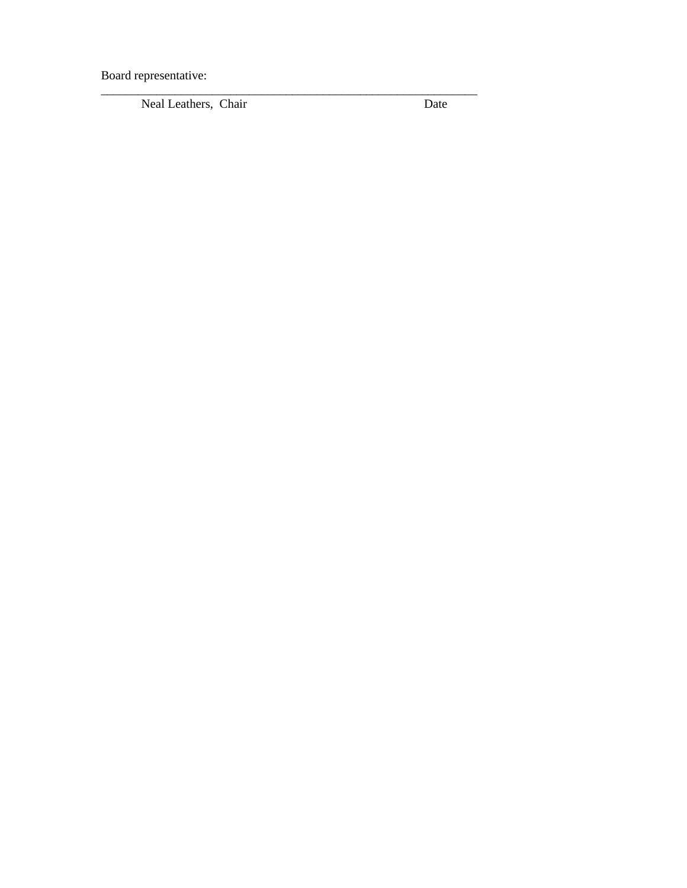Board representative:

\_\_\_\_\_\_\_\_\_\_\_\_\_\_\_\_\_\_\_\_\_\_\_\_\_\_\_\_\_\_\_\_\_\_\_\_\_\_\_\_\_\_\_\_\_\_\_\_\_\_\_\_\_\_\_\_\_\_\_\_\_\_

Neal Leathers, Chair                                                    Date